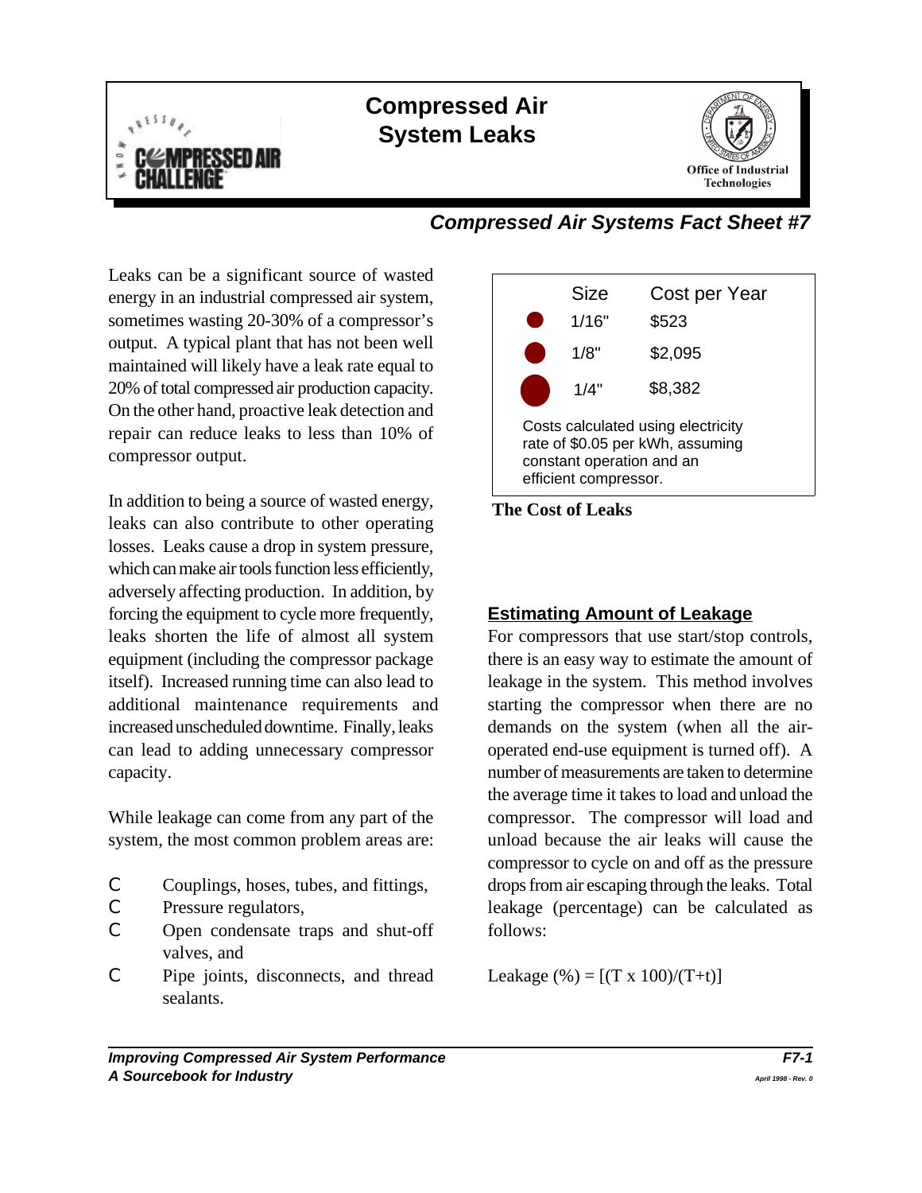# Compressed Air System Leaks

*Compressed Air Systems Fact Sheet #7*

Leaks can be a significant source of wasted energy in an industrial compressed air system, sometimes wasting 20-30% of a compressor's output. A typical plant that has not been well maintained will likely have a leak rate equal to 20% of total compressed air production capacity. On the other hand, proactive leak detection and repair can reduce leaks to less than 10% of compressor output.

In addition to being a source of wasted energy, leaks can also contribute to other operating losses. Leaks cause a drop in system pressure, which can make air tools function less efficiently, adversely affecting production. In addition, by forcing the equipment to cycle more frequently, leaks shorten the life of almost all system equipment (including the compressor package itself). Increased running time can also lead to additional maintenance requirements and increased unscheduled downtime. Finally, leaks can lead to adding unnecessary compressor capacity.

While leakage can come from any part of the system, the most common problem areas are:

- Couplings, hoses, tubes, and fittings,
- Pressure regulators,
- Open condensate traps and shut-off valves, and
- Pipe joints, disconnects, and thread sealants.

| Size | Cost per Year |
| --- | --- |
| 1/16" | $523 |
| 1/8" | $2,095 |
| 1/4" | $8,382 |

Costs calculated using electricity rate of $0.05 per kWh, assuming constant operation and an efficient compressor.

**The Cost of Leaks**

## Estimating Amount of Leakage

For compressors that use start/stop controls, there is an easy way to estimate the amount of leakage in the system. This method involves starting the compressor when there are no demands on the system (when all the air-operated end-use equipment is turned off). A number of measurements are taken to determine the average time it takes to load and unload the compressor. The compressor will load and unload because the air leaks will cause the compressor to cycle on and off as the pressure drops from air escaping through the leaks. Total leakage (percentage) can be calculated as follows:

$$\text{Leakage (\%)} = [(T \times 100)/(T+t)]$$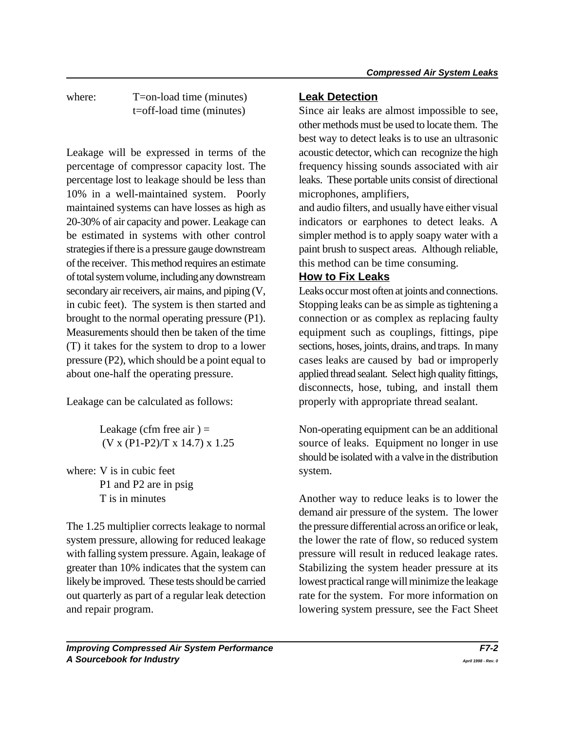where: $T$=on-load time (minutes)
$t$=off-load time (minutes)

Leakage will be expressed in terms of the percentage of compressor capacity lost. The percentage lost to leakage should be less than 10% in a well-maintained system. Poorly maintained systems can have losses as high as 20-30% of air capacity and power. Leakage can be estimated in systems with other control strategies if there is a pressure gauge downstream of the receiver. This method requires an estimate of total system volume, including any downstream secondary air receivers, air mains, and piping (V, in cubic feet). The system is then started and brought to the normal operating pressure (P1). Measurements should then be taken of the time (T) it takes for the system to drop to a lower pressure (P2), which should be a point equal to about one-half the operating pressure.

Leakage can be calculated as follows:

$$\text{Leakage (cfm free air)} = (V \times (P1-P2)/T \times 14.7) \times 1.25$$

where: V is in cubic feet
P1 and P2 are in psig
T is in minutes

The 1.25 multiplier corrects leakage to normal system pressure, allowing for reduced leakage with falling system pressure. Again, leakage of greater than 10% indicates that the system can likely be improved. These tests should be carried out quarterly as part of a regular leak detection and repair program.

## Leak Detection

Since air leaks are almost impossible to see, other methods must be used to locate them. The best way to detect leaks is to use an ultrasonic acoustic detector, which can recognize the high frequency hissing sounds associated with air leaks. These portable units consist of directional microphones, amplifiers,

and audio filters, and usually have either visual indicators or earphones to detect leaks. A simpler method is to apply soapy water with a paint brush to suspect areas. Although reliable, this method can be time consuming.

## How to Fix Leaks

Leaks occur most often at joints and connections. Stopping leaks can be as simple as tightening a connection or as complex as replacing faulty equipment such as couplings, fittings, pipe sections, hoses, joints, drains, and traps. In many cases leaks are caused by bad or improperly applied thread sealant. Select high quality fittings, disconnects, hose, tubing, and install them properly with appropriate thread sealant.

Non-operating equipment can be an additional source of leaks. Equipment no longer in use should be isolated with a valve in the distribution system.

Another way to reduce leaks is to lower the demand air pressure of the system. The lower the pressure differential across an orifice or leak, the lower the rate of flow, so reduced system pressure will result in reduced leakage rates. Stabilizing the system header pressure at its lowest practical range will minimize the leakage rate for the system. For more information on lowering system pressure, see the Fact Sheet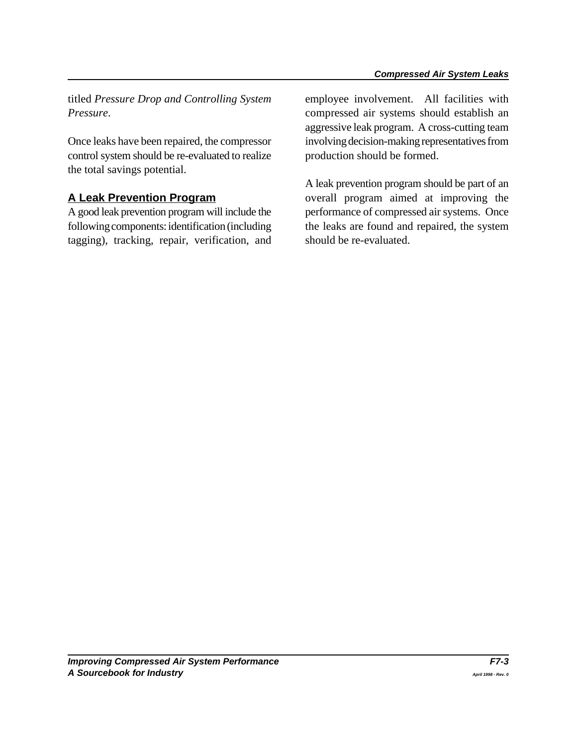titled *Pressure Drop and Controlling System Pressure*.

Once leaks have been repaired, the compressor control system should be re-evaluated to realize the total savings potential.

## A Leak Prevention Program

A good leak prevention program will include the following components: identification (including tagging), tracking, repair, verification, and employee involvement. All facilities with compressed air systems should establish an aggressive leak program. A cross-cutting team involving decision-making representatives from production should be formed.

A leak prevention program should be part of an overall program aimed at improving the performance of compressed air systems. Once the leaks are found and repaired, the system should be re-evaluated.